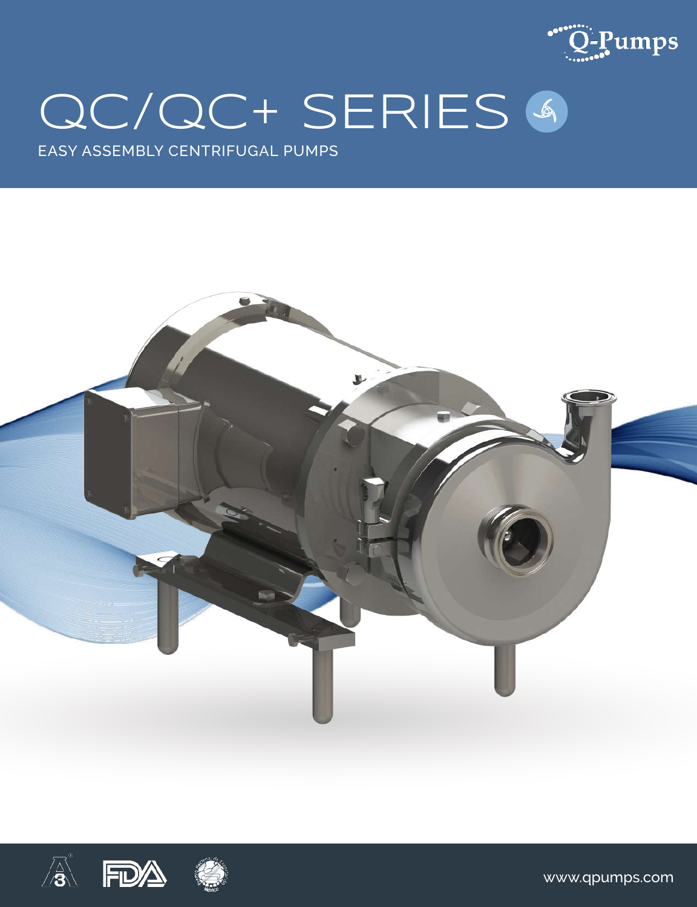Q-Pumps

# QC/QC+ SERIES

EASY ASSEMBLY CENTRIFUGAL PUMPS

www.qpumps.com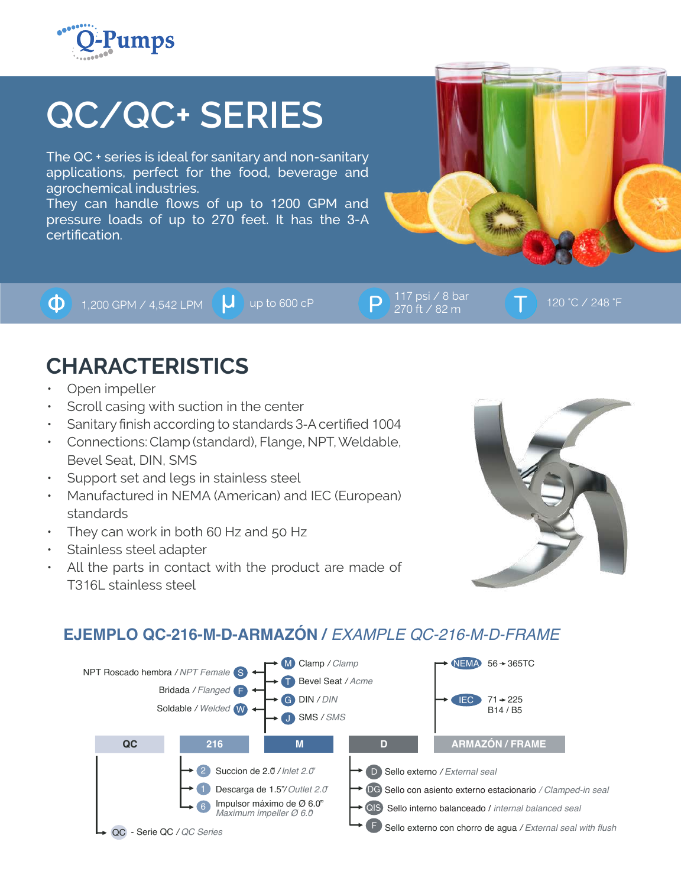# QC/QC+ SERIES

The QC + series is ideal for sanitary and non-sanitary applications, perfect for the food, beverage and agrochemical industries.
They can handle flows of up to 1200 GPM and pressure loads of up to 270 feet. It has the 3-A certification.

Φ 1,200 GPM / 4,542 LPM | μ up to 600 cP | P 117 psi / 8 bar 270 ft / 82 m | T 120 °C / 248 °F

## CHARACTERISTICS

- Open impeller
- Scroll casing with suction in the center
- Sanitary finish according to standards 3-A certified 1004
- Connections: Clamp (standard), Flange, NPT, Weldable, Bevel Seat, DIN, SMS
- Support set and legs in stainless steel
- Manufactured in NEMA (American) and IEC (European) standards
- They can work in both 60 Hz and 50 Hz
- Stainless steel adapter
- All the parts in contact with the product are made of T316L stainless steel

### EJEMPLO QC-216-M-D-ARMAZÓN / *EXAMPLE QC-216-M-D-FRAME*

| QC | 216 | M | D | ARMAZÓN / FRAME |
|---|---|---|---|---|

**QC**
- QC - Serie QC / *QC Series*

**216**
- 2 Succion de 2.0" / *Inlet 2.0"*
- 1 Descarga de 1.5"/ *Outlet 2.0"*
- 6 Impulsor máximo de Ø 6.0" *Maximum impeller Ø 6.0"*

**M**
- M Clamp / *Clamp*
- T Bevel Seat / *Acme*
- G DIN / *DIN*
- J SMS / *SMS*
- S NPT Roscado hembra / *NPT Female*
- F Bridada / *Flanged*
- W Soldable / *Welded*

**D**
- D Sello externo / *External seal*
- DG Sello con asiento externo estacionario / *Clamped-in seal*
- QIS Sello interno balanceado / *internal balanced seal*
- F Sello externo con chorro de agua / *External seal with flush*

**ARMAZÓN / FRAME**
- NEMA 56 → 365TC
- IEC 71 → 225 B14 / B5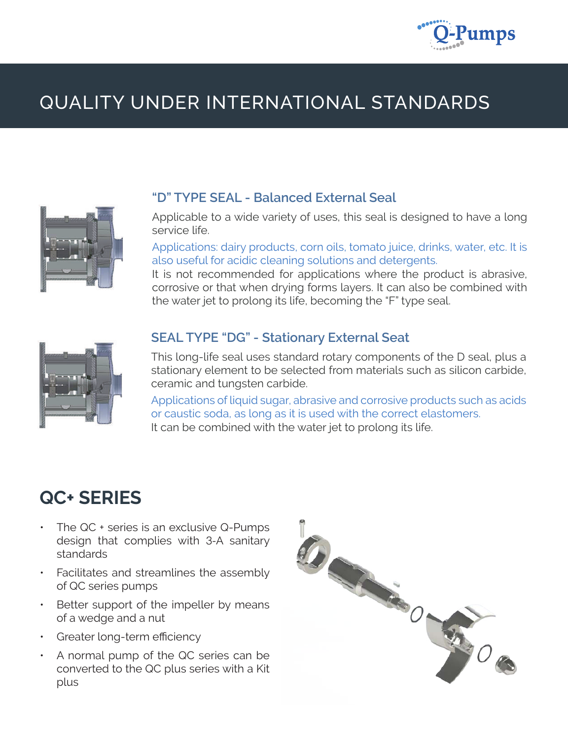# QUALITY UNDER INTERNATIONAL STANDARDS

### "D" TYPE SEAL - Balanced External Seal

Applicable to a wide variety of uses, this seal is designed to have a long service life.

Applications: dairy products, corn oils, tomato juice, drinks, water, etc. It is also useful for acidic cleaning solutions and detergents.

It is not recommended for applications where the product is abrasive, corrosive or that when drying forms layers. It can also be combined with the water jet to prolong its life, becoming the "F" type seal.

### SEAL TYPE "DG" - Stationary External Seat

This long-life seal uses standard rotary components of the D seal, plus a stationary element to be selected from materials such as silicon carbide, ceramic and tungsten carbide.

Applications of liquid sugar, abrasive and corrosive products such as acids or caustic soda, as long as it is used with the correct elastomers.

It can be combined with the water jet to prolong its life.

## QC+ SERIES

- The QC + series is an exclusive Q-Pumps design that complies with 3-A sanitary standards
- Facilitates and streamlines the assembly of QC series pumps
- Better support of the impeller by means of a wedge and a nut
- Greater long-term efficiency
- A normal pump of the QC series can be converted to the QC plus series with a Kit plus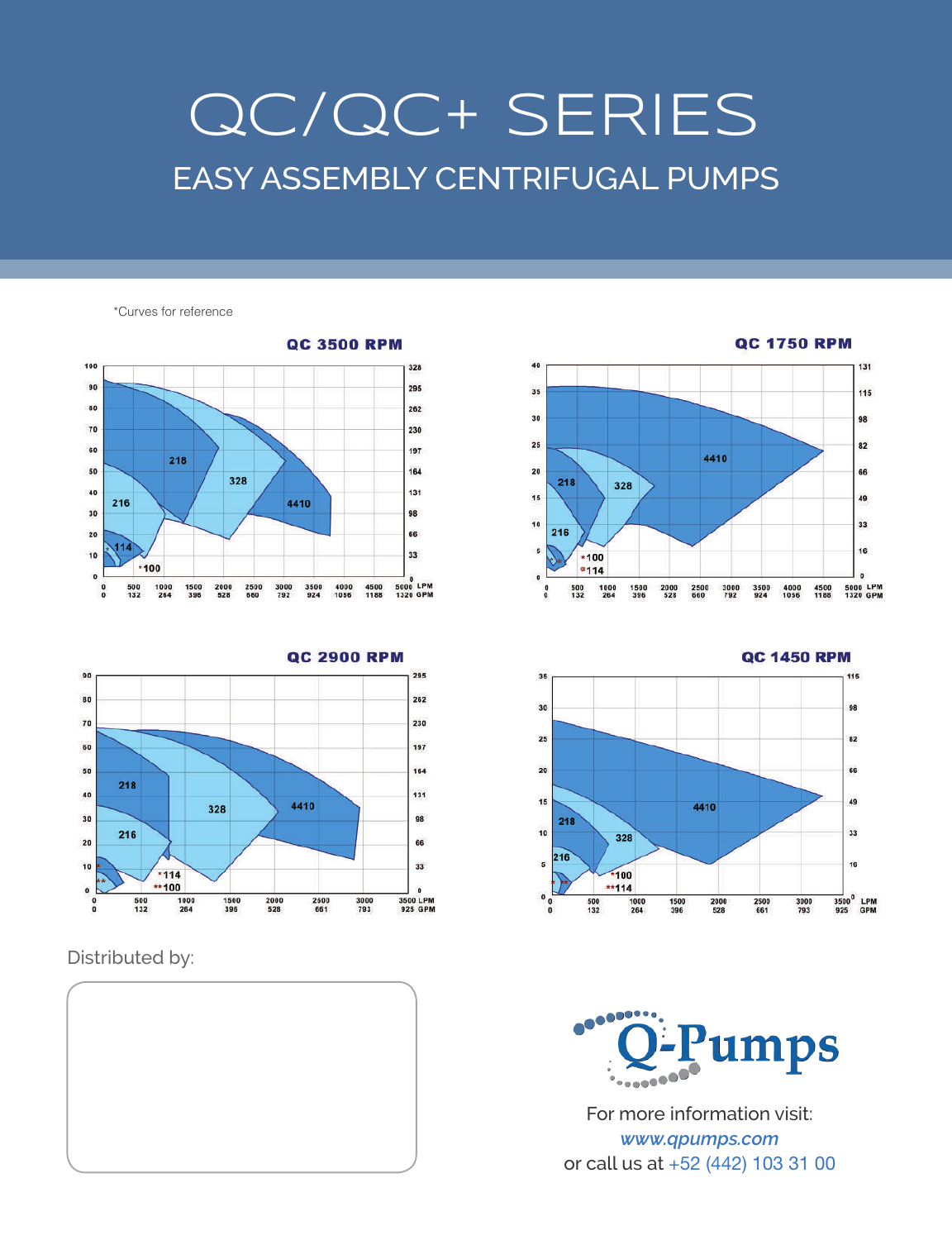# QC/QC+ SERIES

## EASY ASSEMBLY CENTRIFUGAL PUMPS

*Curves for reference

**QC 3500 RPM**

100
90
80
70
60
50
40
30
20
10
0

328
295
262
230
197
164
131
98
66
33
0

218
328
216
4410
114
*100

0 500 1000 1500 2000 2500 3000 3500 4000 4500 5000 LPM
0 132 264 396 528 660 792 924 1056 1188 1320 GPM

**QC 1750 RPM**

40
35
30
25
20
15
10
5
0

131
115
98
82
66
49
33
16
0

4410
218
328
216
*100
*114

0 500 1000 1500 2000 2500 3000 3500 4000 4500 5000 LPM
0 132 264 396 528 660 792 924 1056 1188 1320 GPM

**QC 2900 RPM**

90
80
70
60
50
40
30
20
10
0

295
262
230
197
164
131
98
66
33
0

218
328
4410
216
*114
**100

0 500 1000 1500 2000 2500 3000 3500 LPM
0 132 264 396 528 661 793 925 GPM

**QC 1450 RPM**

35
30
25
20
15
10
5
0

115
98
82
66
49
33
16
0

4410
218
328
216
*100
**114

0 500 1000 1500 2000 2500 3000 3500 LPM
0 132 264 396 528 661 793 925 GPM

Distributed by:

Q-Pumps

For more information visit:

*www.qpumps.com*

or call us at +52 (442) 103 31 00